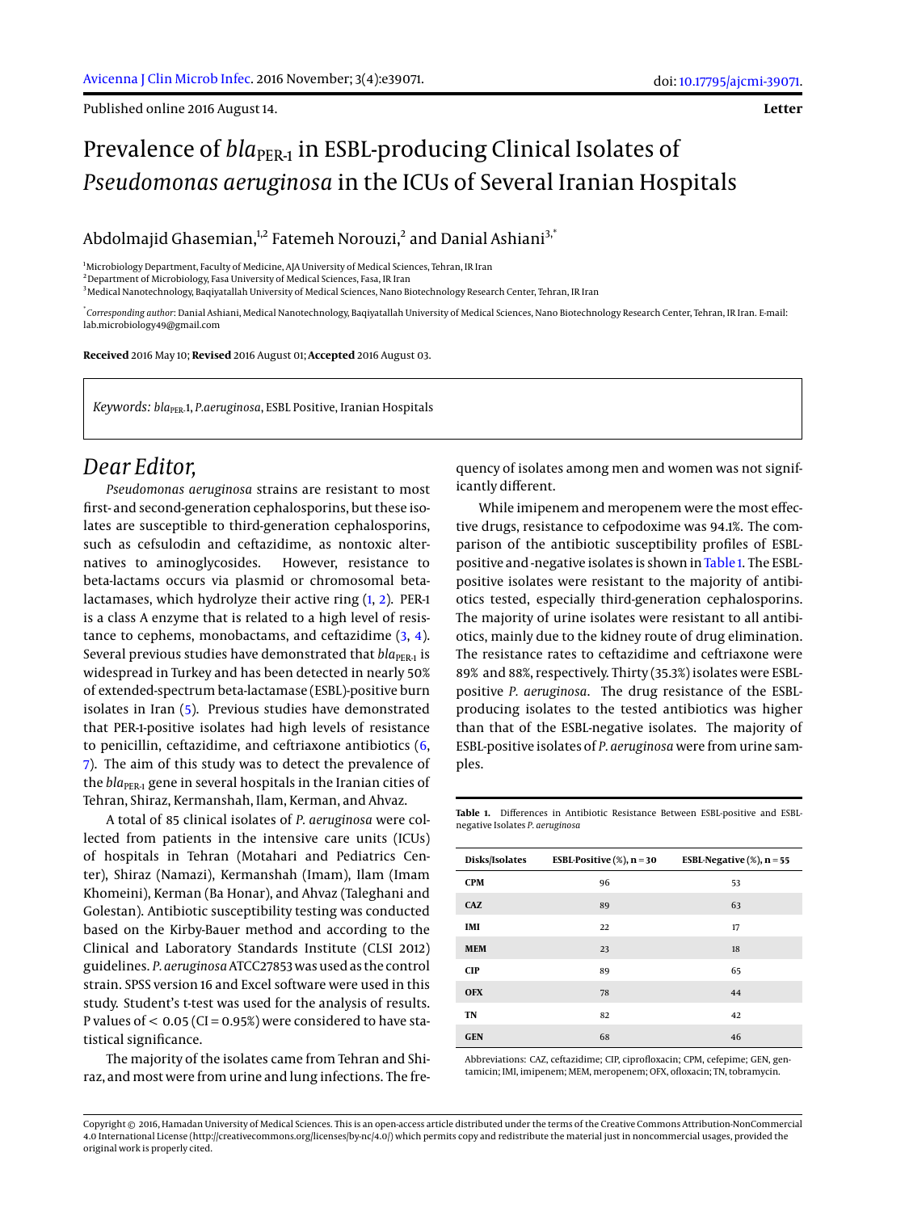Letter

# Prevalence of $bla_{\text{PER-1}}$ in ESBL-producing Clinical Isolates of *Pseudomonas aeruginosa* in the ICUs of Several Iranian Hospitals

Abdolmajid Ghasemian,[1,2] Fatemeh Norouzi,[2] and Danial Ashiani[3,*]

[1]Microbiology Department, Faculty of Medicine, AJA University of Medical Sciences, Tehran, IR Iran
[2]Department of Microbiology, Fasa University of Medical Sciences, Fasa, IR Iran
[3]Medical Nanotechnology, Baqiyatallah University of Medical Sciences, Nano Biotechnology Research Center, Tehran, IR Iran

[*]*Corresponding author*: Danial Ashiani, Medical Nanotechnology, Baqiyatallah University of Medical Sciences, Nano Biotechnology Research Center, Tehran, IR Iran. E-mail: lab.microbiology49@gmail.com

**Received** 2016 May 10; **Revised** 2016 August 01; **Accepted** 2016 August 03.

*Keywords:* $bla_{\text{PER}}$-1, *P.aeruginosa*, ESBL Positive, Iranian Hospitals

## *Dear Editor,*

*Pseudomonas aeruginosa* strains are resistant to most first- and second-generation cephalosporins, but these isolates are susceptible to third-generation cephalosporins, such as cefsulodin and ceftazidime, as nontoxic alternatives to aminoglycosides. However, resistance to beta-lactams occurs via plasmid or chromosomal beta-lactamases, which hydrolyze their active ring (1, 2). PER-1 is a class A enzyme that is related to a high level of resistance to cephems, monobactams, and ceftazidime (3, 4). Several previous studies have demonstrated that $bla_{\text{PER-1}}$ is widespread in Turkey and has been detected in nearly 50% of extended-spectrum beta-lactamase (ESBL)-positive burn isolates in Iran (5). Previous studies have demonstrated that PER-1-positive isolates had high levels of resistance to penicillin, ceftazidime, and ceftriaxone antibiotics (6, 7). The aim of this study was to detect the prevalence of the $bla_{\text{PER-1}}$ gene in several hospitals in the Iranian cities of Tehran, Shiraz, Kermanshah, Ilam, Kerman, and Ahvaz.

A total of 85 clinical isolates of *P. aeruginosa* were collected from patients in the intensive care units (ICUs) of hospitals in Tehran (Motahari and Pediatrics Center), Shiraz (Namazi), Kermanshah (Imam), Ilam (Imam Khomeini), Kerman (Ba Honar), and Ahvaz (Taleghani and Golestan). Antibiotic susceptibility testing was conducted based on the Kirby-Bauer method and according to the Clinical and Laboratory Standards Institute (CLSI 2012) guidelines. *P. aeruginosa* ATCC27853 was used as the control strain. SPSS version 16 and Excel software were used in this study. Student's t-test was used for the analysis of results. P values of < 0.05 (CI = 0.95%) were considered to have statistical significance.

The majority of the isolates came from Tehran and Shiraz, and most were from urine and lung infections. The frequency of isolates among men and women was not significantly different.

While imipenem and meropenem were the most effective drugs, resistance to cefpodoxime was 94.1%. The comparison of the antibiotic susceptibility profiles of ESBL-positive and -negative isolates is shown in Table 1. The ESBL-positive isolates were resistant to the majority of antibiotics tested, especially third-generation cephalosporins. The majority of urine isolates were resistant to all antibiotics, mainly due to the kidney route of drug elimination. The resistance rates to ceftazidime and ceftriaxone were 89% and 88%, respectively. Thirty (35.3%) isolates were ESBL-positive *P. aeruginosa*. The drug resistance of the ESBL-producing isolates to the tested antibiotics was higher than that of the ESBL-negative isolates. The majority of ESBL-positive isolates of *P. aeruginosa* were from urine samples.

**Table 1.** Differences in Antibiotic Resistance Between ESBL-positive and ESBL-negative Isolates *P. aeruginosa*

| Disks/Isolates | ESBL-Positive (%), n = 30 | ESBL-Negative (%), n = 55 |
|---|---|---|
| **CPM** | 96 | 53 |
| **CAZ** | 89 | 63 |
| **IMI** | 22 | 17 |
| **MEM** | 23 | 18 |
| **CIP** | 89 | 65 |
| **OFX** | 78 | 44 |
| **TN** | 82 | 42 |
| **GEN** | 68 | 46 |

Abbreviations: CAZ, ceftazidime; CIP, ciprofloxacin; CPM, cefepime; GEN, gentamicin; IMI, imipenem; MEM, meropenem; OFX, ofloxacin; TN, tobramycin.

Copyright © 2016, Hamadan University of Medical Sciences. This is an open-access article distributed under the terms of the Creative Commons Attribution-NonCommercial 4.0 International License (http://creativecommons.org/licenses/by-nc/4.0/) which permits copy and redistribute the material just in noncommercial usages, provided the original work is properly cited.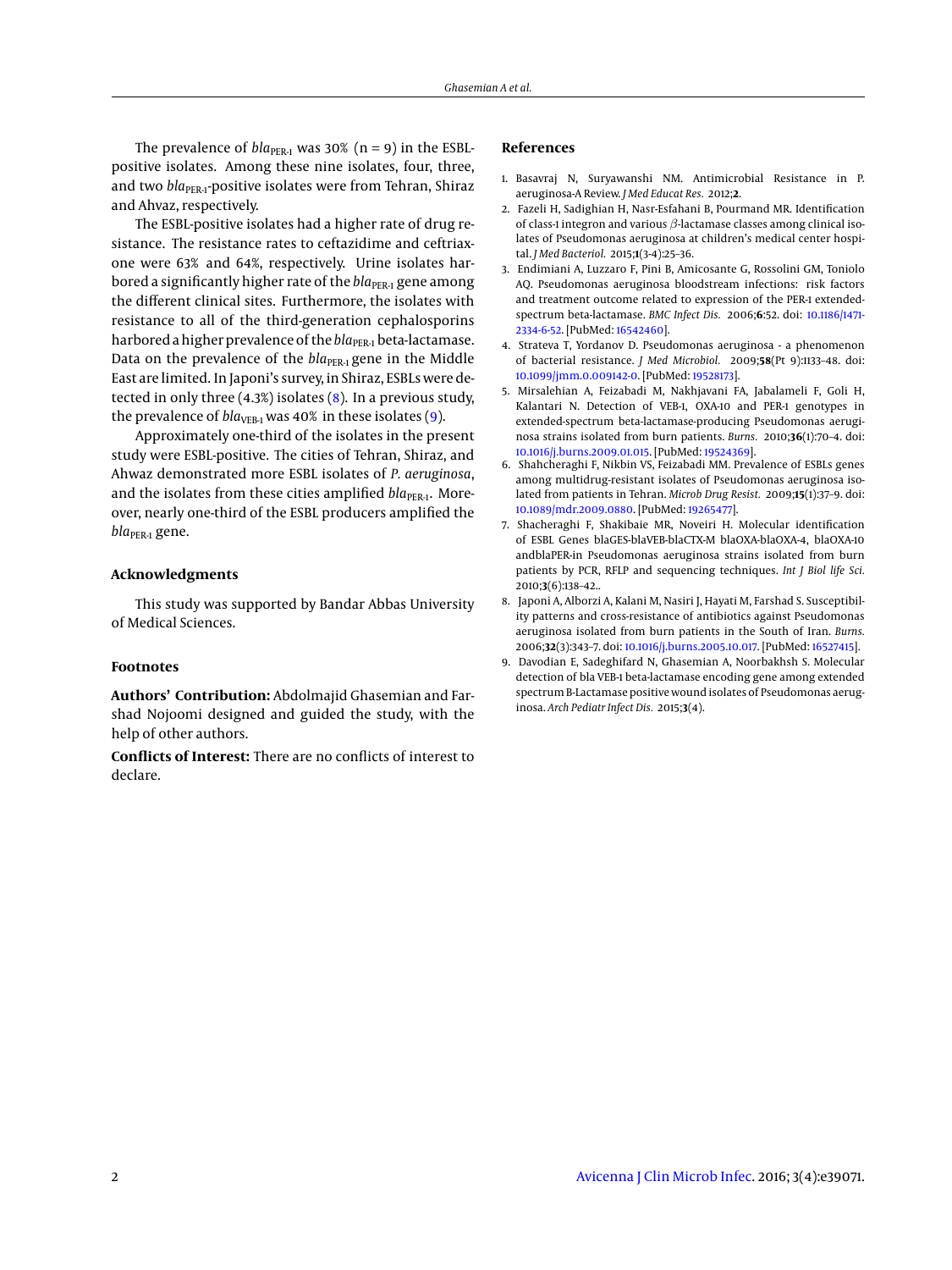The prevalence of $bla_{PER-1}$ was 30% (n = 9) in the ESBL-positive isolates. Among these nine isolates, four, three, and two $bla_{PER-1}$-positive isolates were from Tehran, Shiraz and Ahvaz, respectively.

The ESBL-positive isolates had a higher rate of drug resistance. The resistance rates to ceftazidime and ceftriaxone were 63% and 64%, respectively. Urine isolates harbored a significantly higher rate of the $bla_{PER-1}$ gene among the different clinical sites. Furthermore, the isolates with resistance to all of the third-generation cephalosporins harbored a higher prevalence of the $bla_{PER-1}$ beta-lactamase. Data on the prevalence of the $bla_{PER-1}$ gene in the Middle East are limited. In Japoni's survey, in Shiraz, ESBLs were detected in only three (4.3%) isolates (8). In a previous study, the prevalence of $bla_{VEB-1}$ was 40% in these isolates (9).

Approximately one-third of the isolates in the present study were ESBL-positive. The cities of Tehran, Shiraz, and Ahwaz demonstrated more ESBL isolates of *P. aeruginosa*, and the isolates from these cities amplified $bla_{PER-1}$. Moreover, nearly one-third of the ESBL producers amplified the $bla_{PER-1}$ gene.

## Acknowledgments

This study was supported by Bandar Abbas University of Medical Sciences.

## Footnotes

**Authors' Contribution:** Abdolmajid Ghasemian and Farshad Nojoomi designed and guided the study, with the help of other authors.

**Conflicts of Interest:** There are no conflicts of interest to declare.

## References

1. Basavraj N, Suryawanshi NM. Antimicrobial Resistance in P. aeruginosa-A Review. *J Med Educat Res.* 2012;**2**.
2. Fazeli H, Sadighian H, Nasr-Esfahani B, Pourmand MR. Identification of class-1 integron and various β-lactamase classes among clinical isolates of Pseudomonas aeruginosa at children's medical center hospital. *J Med Bacteriol.* 2015;**1**(3-4):25–36.
3. Endimiani A, Luzzaro F, Pini B, Amicosante G, Rossolini GM, Toniolo AQ. Pseudomonas aeruginosa bloodstream infections: risk factors and treatment outcome related to expression of the PER-1 extended-spectrum beta-lactamase. *BMC Infect Dis.* 2006;**6**:52. doi: 10.1186/1471-2334-6-52. [PubMed: 16542460].
4. Strateva T, Yordanov D. Pseudomonas aeruginosa - a phenomenon of bacterial resistance. *J Med Microbiol.* 2009;**58**(Pt 9):1133–48. doi: 10.1099/jmm.0.009142-0. [PubMed: 19528173].
5. Mirsalehian A, Feizabadi M, Nakhjavani FA, Jabalameli F, Goli H, Kalantari N. Detection of VEB-1, OXA-10 and PER-1 genotypes in extended-spectrum beta-lactamase-producing Pseudomonas aeruginosa strains isolated from burn patients. *Burns.* 2010;**36**(1):70–4. doi: 10.1016/j.burns.2009.01.015. [PubMed: 19524369].
6. Shahcheraghi F, Nikbin VS, Feizabadi MM. Prevalence of ESBLs genes among multidrug-resistant isolates of Pseudomonas aeruginosa isolated from patients in Tehran. *Microb Drug Resist.* 2009;**15**(1):37–9. doi: 10.1089/mdr.2009.0880. [PubMed: 19265477].
7. Shacheraghi F, Shakibaie MR, Noveiri H. Molecular identification of ESBL Genes blaGES-blaVEB-blaCTX-M blaOXA-blaOXA-4, blaOXA-10 andblaPER-in Pseudomonas aeruginosa strains isolated from burn patients by PCR, RFLP and sequencing techniques. *Int J Biol life Sci.* 2010;**3**(6):138–42..
8. Japoni A, Alborzi A, Kalani M, Nasiri J, Hayati M, Farshad S. Susceptibility patterns and cross-resistance of antibiotics against Pseudomonas aeruginosa isolated from burn patients in the South of Iran. *Burns.* 2006;**32**(3):343–7. doi: 10.1016/j.burns.2005.10.017. [PubMed: 16527415].
9. Davodian E, Sadeghifard N, Ghasemian A, Noorbakhsh S. Molecular detection of bla VEB-1 beta-lactamase encoding gene among extended spectrum B-Lactamase positive wound isolates of Pseudomonas aeruginosa. *Arch Pediatr Infect Dis.* 2015;**3**(4).